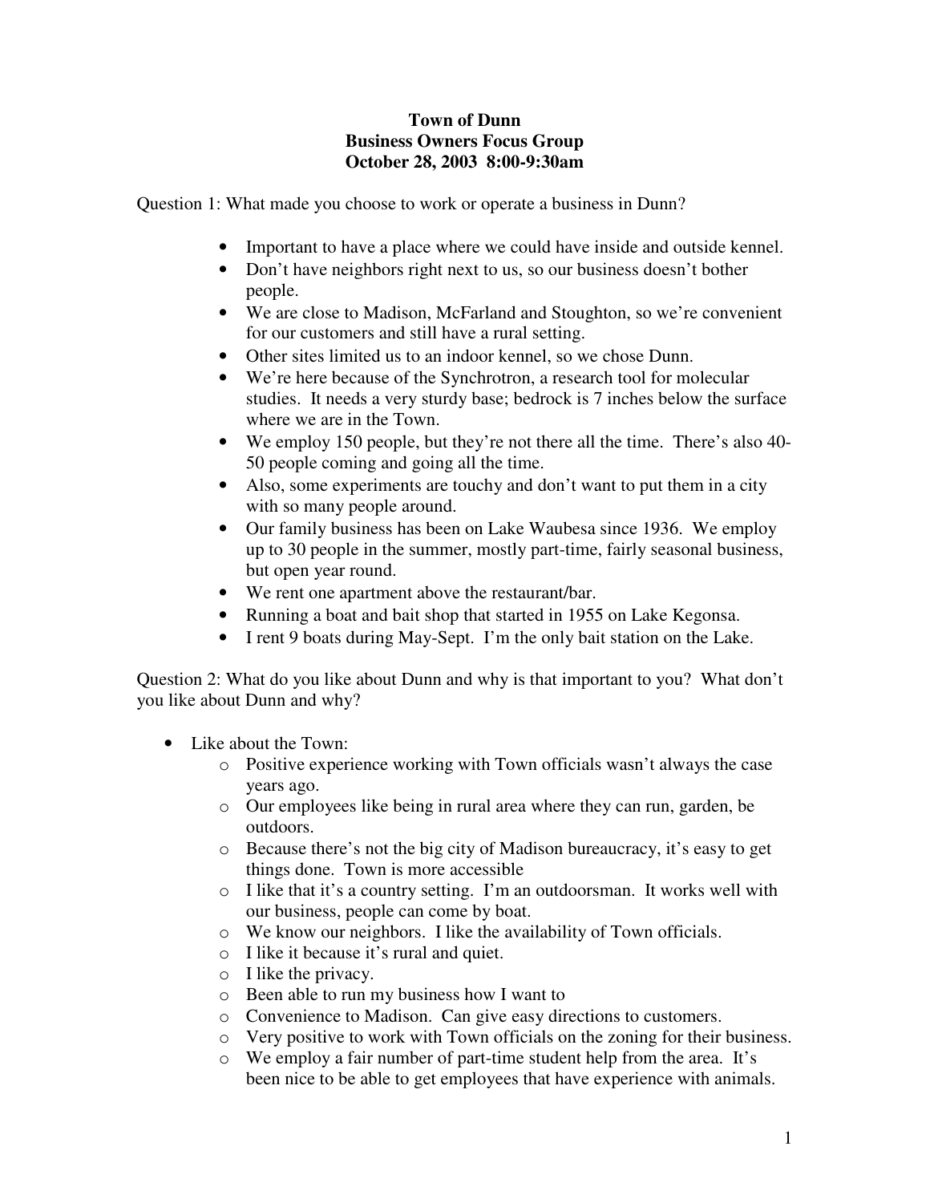**Town of Dunn**
**Business Owners Focus Group**
**October 28, 2003 8:00-9:30am**

Question 1: What made you choose to work or operate a business in Dunn?

- Important to have a place where we could have inside and outside kennel.
- Don't have neighbors right next to us, so our business doesn't bother people.
- We are close to Madison, McFarland and Stoughton, so we're convenient for our customers and still have a rural setting.
- Other sites limited us to an indoor kennel, so we chose Dunn.
- We're here because of the Synchrotron, a research tool for molecular studies. It needs a very sturdy base; bedrock is 7 inches below the surface where we are in the Town.
- We employ 150 people, but they're not there all the time. There's also 40-50 people coming and going all the time.
- Also, some experiments are touchy and don't want to put them in a city with so many people around.
- Our family business has been on Lake Waubesa since 1936. We employ up to 30 people in the summer, mostly part-time, fairly seasonal business, but open year round.
- We rent one apartment above the restaurant/bar.
- Running a boat and bait shop that started in 1955 on Lake Kegonsa.
- I rent 9 boats during May-Sept. I'm the only bait station on the Lake.

Question 2: What do you like about Dunn and why is that important to you? What don't you like about Dunn and why?

- Like about the Town:
  - Positive experience working with Town officials wasn't always the case years ago.
  - Our employees like being in rural area where they can run, garden, be outdoors.
  - Because there's not the big city of Madison bureaucracy, it's easy to get things done. Town is more accessible
  - I like that it's a country setting. I'm an outdoorsman. It works well with our business, people can come by boat.
  - We know our neighbors. I like the availability of Town officials.
  - I like it because it's rural and quiet.
  - I like the privacy.
  - Been able to run my business how I want to
  - Convenience to Madison. Can give easy directions to customers.
  - Very positive to work with Town officials on the zoning for their business.
  - We employ a fair number of part-time student help from the area. It's been nice to be able to get employees that have experience with animals.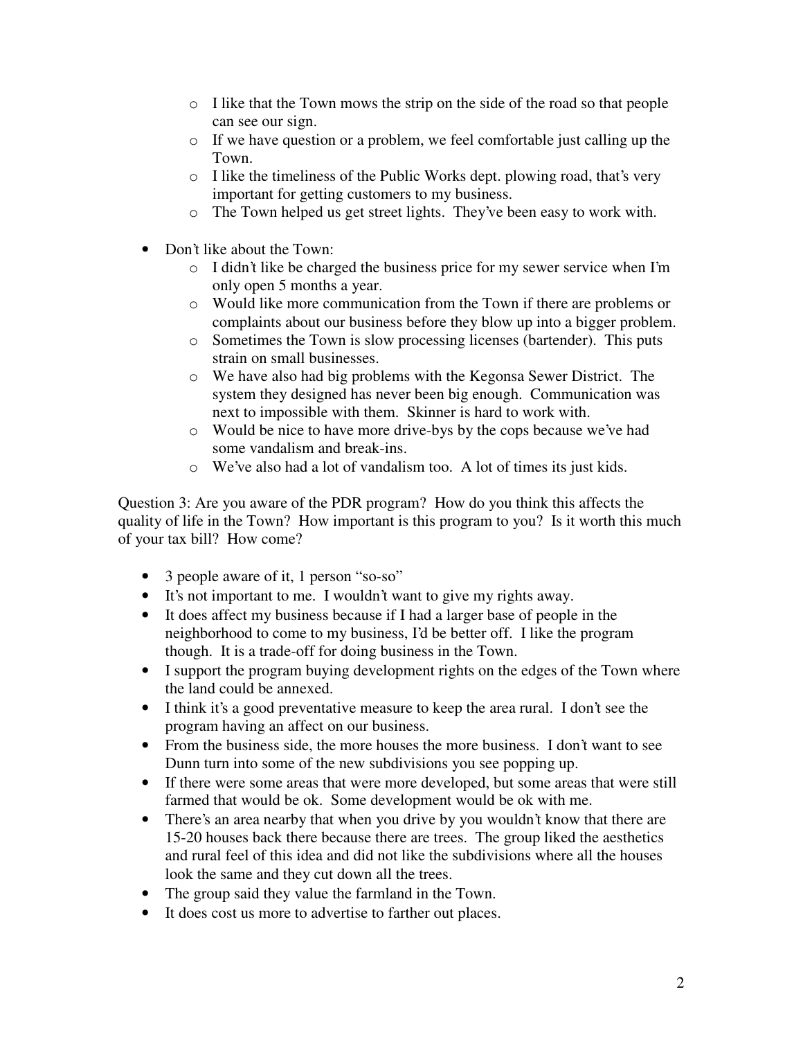- I like that the Town mows the strip on the side of the road so that people can see our sign.
  - If we have question or a problem, we feel comfortable just calling up the Town.
  - I like the timeliness of the Public Works dept. plowing road, that's very important for getting customers to my business.
  - The Town helped us get street lights. They've been easy to work with.

- Don't like about the Town:
  - I didn't like be charged the business price for my sewer service when I'm only open 5 months a year.
  - Would like more communication from the Town if there are problems or complaints about our business before they blow up into a bigger problem.
  - Sometimes the Town is slow processing licenses (bartender). This puts strain on small businesses.
  - We have also had big problems with the Kegonsa Sewer District. The system they designed has never been big enough. Communication was next to impossible with them. Skinner is hard to work with.
  - Would be nice to have more drive-bys by the cops because we've had some vandalism and break-ins.
  - We've also had a lot of vandalism too. A lot of times its just kids.

Question 3: Are you aware of the PDR program? How do you think this affects the quality of life in the Town? How important is this program to you? Is it worth this much of your tax bill? How come?

- 3 people aware of it, 1 person "so-so"
- It's not important to me. I wouldn't want to give my rights away.
- It does affect my business because if I had a larger base of people in the neighborhood to come to my business, I'd be better off. I like the program though. It is a trade-off for doing business in the Town.
- I support the program buying development rights on the edges of the Town where the land could be annexed.
- I think it's a good preventative measure to keep the area rural. I don't see the program having an affect on our business.
- From the business side, the more houses the more business. I don't want to see Dunn turn into some of the new subdivisions you see popping up.
- If there were some areas that were more developed, but some areas that were still farmed that would be ok. Some development would be ok with me.
- There's an area nearby that when you drive by you wouldn't know that there are 15-20 houses back there because there are trees. The group liked the aesthetics and rural feel of this idea and did not like the subdivisions where all the houses look the same and they cut down all the trees.
- The group said they value the farmland in the Town.
- It does cost us more to advertise to farther out places.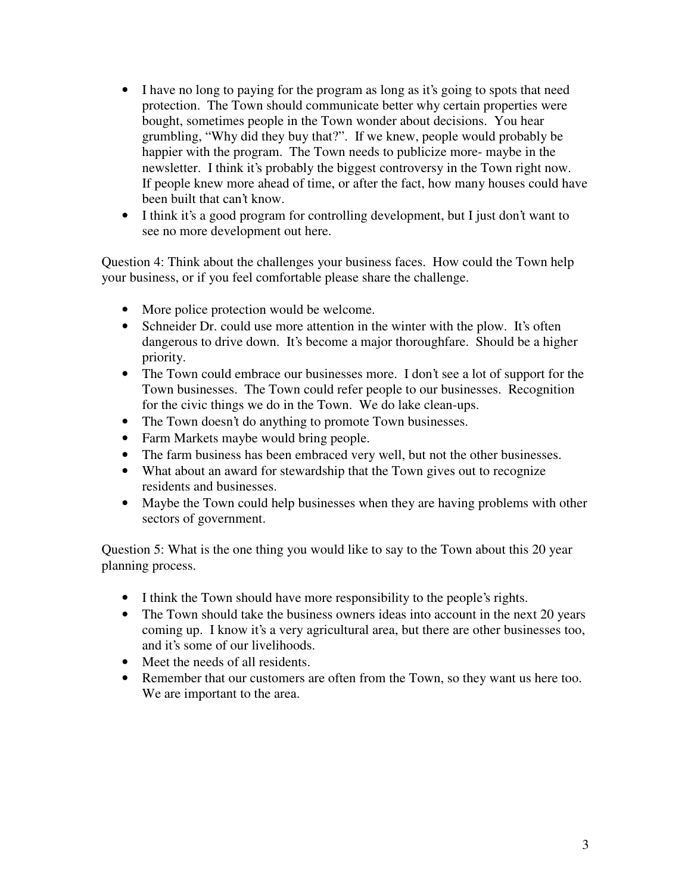- I have no long to paying for the program as long as it's going to spots that need protection. The Town should communicate better why certain properties were bought, sometimes people in the Town wonder about decisions. You hear grumbling, "Why did they buy that?". If we knew, people would probably be happier with the program. The Town needs to publicize more- maybe in the newsletter. I think it's probably the biggest controversy in the Town right now. If people knew more ahead of time, or after the fact, how many houses could have been built that can't know.
- I think it's a good program for controlling development, but I just don't want to see no more development out here.

Question 4: Think about the challenges your business faces. How could the Town help your business, or if you feel comfortable please share the challenge.

- More police protection would be welcome.
- Schneider Dr. could use more attention in the winter with the plow. It's often dangerous to drive down. It's become a major thoroughfare. Should be a higher priority.
- The Town could embrace our businesses more. I don't see a lot of support for the Town businesses. The Town could refer people to our businesses. Recognition for the civic things we do in the Town. We do lake clean-ups.
- The Town doesn't do anything to promote Town businesses.
- Farm Markets maybe would bring people.
- The farm business has been embraced very well, but not the other businesses.
- What about an award for stewardship that the Town gives out to recognize residents and businesses.
- Maybe the Town could help businesses when they are having problems with other sectors of government.

Question 5: What is the one thing you would like to say to the Town about this 20 year planning process.

- I think the Town should have more responsibility to the people's rights.
- The Town should take the business owners ideas into account in the next 20 years coming up. I know it's a very agricultural area, but there are other businesses too, and it's some of our livelihoods.
- Meet the needs of all residents.
- Remember that our customers are often from the Town, so they want us here too. We are important to the area.